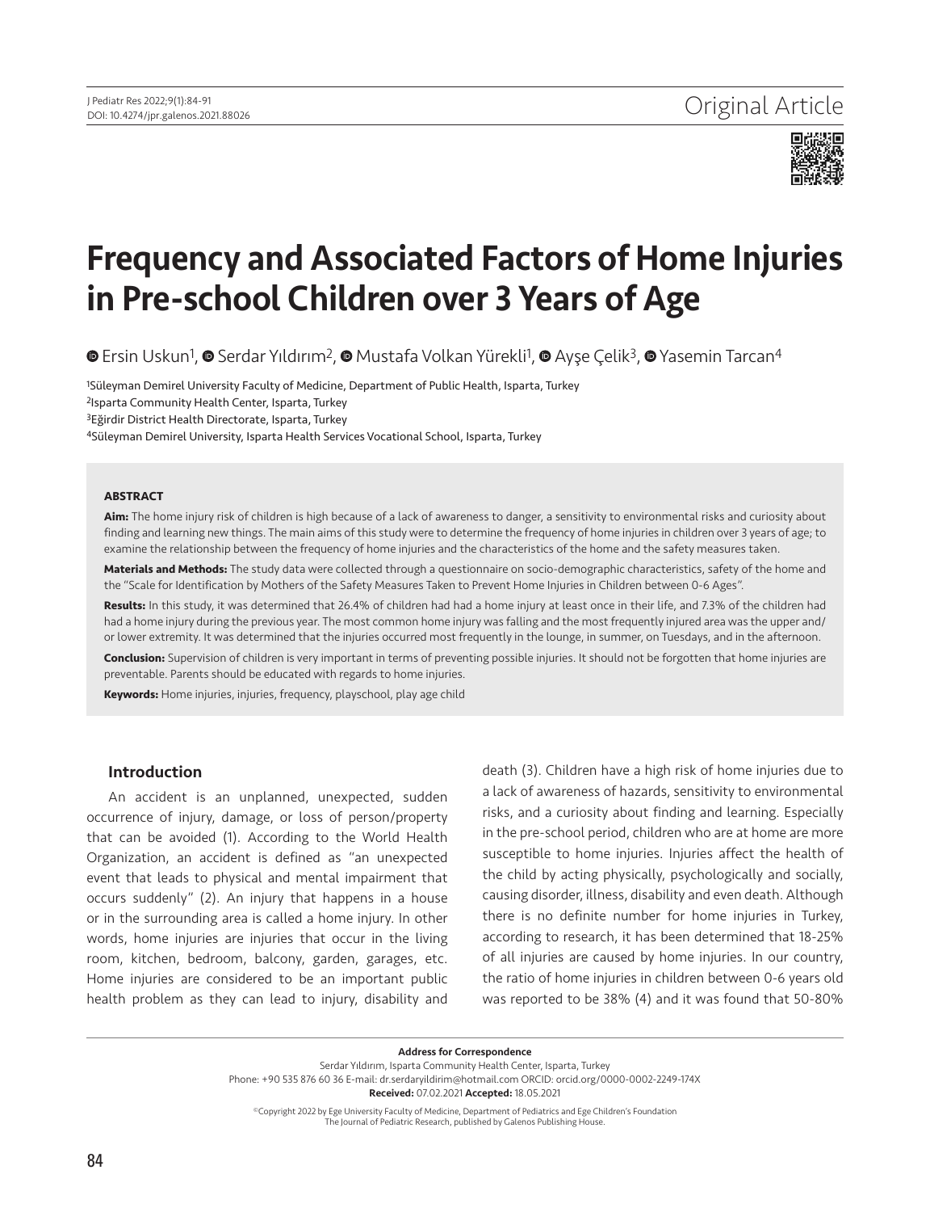Original Article

# Frequency and Associated Factors of Home Injuries in Pre-school Children over 3 Years of Age

Ersin Uskun[1], Serdar Yıldırım[2], Mustafa Volkan Yürekli[1], Ayşe Çelik[3], Yasemin Tarcan[4]

[1]Süleyman Demirel University Faculty of Medicine, Department of Public Health, Isparta, Turkey
[2]Isparta Community Health Center, Isparta, Turkey
[3]Eğirdir District Health Directorate, Isparta, Turkey
[4]Süleyman Demirel University, Isparta Health Services Vocational School, Isparta, Turkey

#### ABSTRACT

**Aim:** The home injury risk of children is high because of a lack of awareness to danger, a sensitivity to environmental risks and curiosity about finding and learning new things. The main aims of this study were to determine the frequency of home injuries in children over 3 years of age; to examine the relationship between the frequency of home injuries and the characteristics of the home and the safety measures taken.

**Materials and Methods:** The study data were collected through a questionnaire on socio-demographic characteristics, safety of the home and the "Scale for Identification by Mothers of the Safety Measures Taken to Prevent Home Injuries in Children between 0-6 Ages".

**Results:** In this study, it was determined that 26.4% of children had had a home injury at least once in their life, and 7.3% of the children had had a home injury during the previous year. The most common home injury was falling and the most frequently injured area was the upper and/or lower extremity. It was determined that the injuries occurred most frequently in the lounge, in summer, on Tuesdays, and in the afternoon.

**Conclusion:** Supervision of children is very important in terms of preventing possible injuries. It should not be forgotten that home injuries are preventable. Parents should be educated with regards to home injuries.

**Keywords:** Home injuries, injuries, frequency, playschool, play age child

## Introduction

An accident is an unplanned, unexpected, sudden occurrence of injury, damage, or loss of person/property that can be avoided (1). According to the World Health Organization, an accident is defined as "an unexpected event that leads to physical and mental impairment that occurs suddenly" (2). An injury that happens in a house or in the surrounding area is called a home injury. In other words, home injuries are injuries that occur in the living room, kitchen, bedroom, balcony, garden, garages, etc. Home injuries are considered to be an important public health problem as they can lead to injury, disability and death (3). Children have a high risk of home injuries due to a lack of awareness of hazards, sensitivity to environmental risks, and a curiosity about finding and learning. Especially in the pre-school period, children who are at home are more susceptible to home injuries. Injuries affect the health of the child by acting physically, psychologically and socially, causing disorder, illness, disability and even death. Although there is no definite number for home injuries in Turkey, according to research, it has been determined that 18-25% of all injuries are caused by home injuries. In our country, the ratio of home injuries in children between 0-6 years old was reported to be 38% (4) and it was found that 50-80%

**Address for Correspondence**
Serdar Yıldırım, Isparta Community Health Center, Isparta, Turkey
Phone: +90 535 876 60 36 E-mail: dr.serdaryildirim@hotmail.com ORCID: orcid.org/0000-0002-2249-174X
**Received:** 07.02.2021 **Accepted:** 18.05.2021

©Copyright 2022 by Ege University Faculty of Medicine, Department of Pediatrics and Ege Children's Foundation
The Journal of Pediatric Research, published by Galenos Publishing House.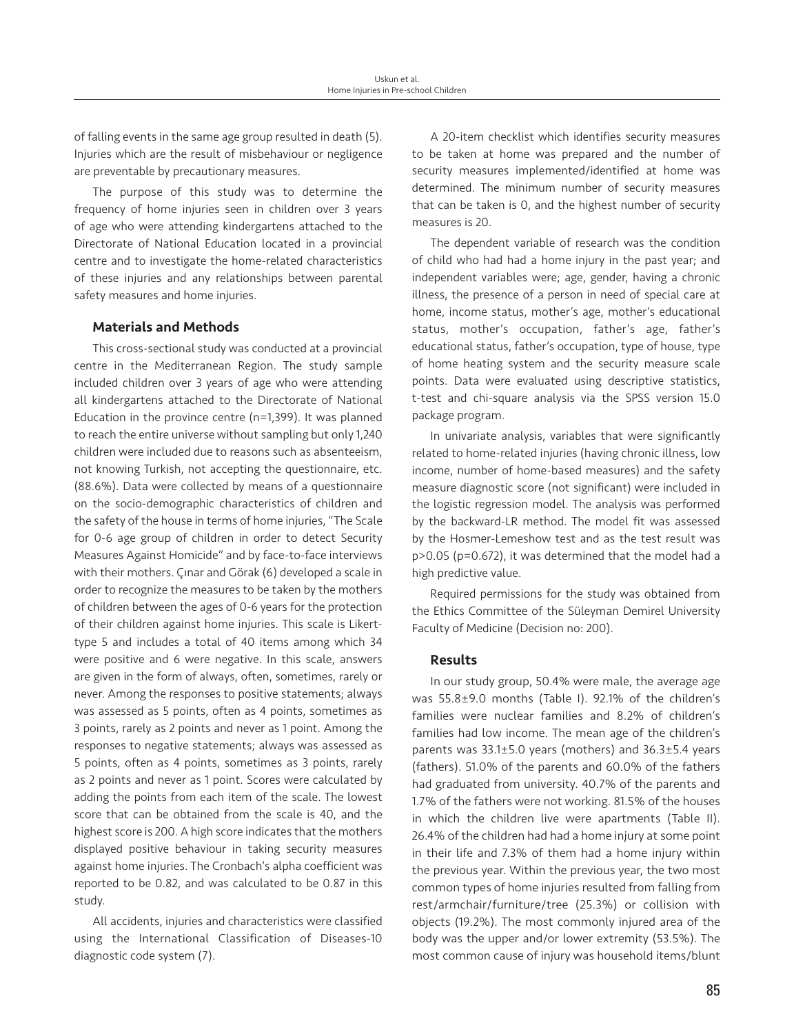of falling events in the same age group resulted in death (5). Injuries which are the result of misbehaviour or negligence are preventable by precautionary measures.

The purpose of this study was to determine the frequency of home injuries seen in children over 3 years of age who were attending kindergartens attached to the Directorate of National Education located in a provincial centre and to investigate the home-related characteristics of these injuries and any relationships between parental safety measures and home injuries.

## Materials and Methods

This cross-sectional study was conducted at a provincial centre in the Mediterranean Region. The study sample included children over 3 years of age who were attending all kindergartens attached to the Directorate of National Education in the province centre (n=1,399). It was planned to reach the entire universe without sampling but only 1,240 children were included due to reasons such as absenteeism, not knowing Turkish, not accepting the questionnaire, etc. (88.6%). Data were collected by means of a questionnaire on the socio-demographic characteristics of children and the safety of the house in terms of home injuries, "The Scale for 0-6 age group of children in order to detect Security Measures Against Homicide" and by face-to-face interviews with their mothers. Çınar and Görak (6) developed a scale in order to recognize the measures to be taken by the mothers of children between the ages of 0-6 years for the protection of their children against home injuries. This scale is Likert-type 5 and includes a total of 40 items among which 34 were positive and 6 were negative. In this scale, answers are given in the form of always, often, sometimes, rarely or never. Among the responses to positive statements; always was assessed as 5 points, often as 4 points, sometimes as 3 points, rarely as 2 points and never as 1 point. Among the responses to negative statements; always was assessed as 5 points, often as 4 points, sometimes as 3 points, rarely as 2 points and never as 1 point. Scores were calculated by adding the points from each item of the scale. The lowest score that can be obtained from the scale is 40, and the highest score is 200. A high score indicates that the mothers displayed positive behaviour in taking security measures against home injuries. The Cronbach's alpha coefficient was reported to be 0.82, and was calculated to be 0.87 in this study.

All accidents, injuries and characteristics were classified using the International Classification of Diseases-10 diagnostic code system (7).

A 20-item checklist which identifies security measures to be taken at home was prepared and the number of security measures implemented/identified at home was determined. The minimum number of security measures that can be taken is 0, and the highest number of security measures is 20.

The dependent variable of research was the condition of child who had had a home injury in the past year; and independent variables were; age, gender, having a chronic illness, the presence of a person in need of special care at home, income status, mother's age, mother's educational status, mother's occupation, father's age, father's educational status, father's occupation, type of house, type of home heating system and the security measure scale points. Data were evaluated using descriptive statistics, t-test and chi-square analysis via the SPSS version 15.0 package program.

In univariate analysis, variables that were significantly related to home-related injuries (having chronic illness, low income, number of home-based measures) and the safety measure diagnostic score (not significant) were included in the logistic regression model. The analysis was performed by the backward-LR method. The model fit was assessed by the Hosmer-Lemeshow test and as the test result was $p>0.05$ ($p=0.672$), it was determined that the model had a high predictive value.

Required permissions for the study was obtained from the Ethics Committee of the Süleyman Demirel University Faculty of Medicine (Decision no: 200).

## Results

In our study group, 50.4% were male, the average age was 55.8±9.0 months (Table I). 92.1% of the children's families were nuclear families and 8.2% of children's families had low income. The mean age of the children's parents was 33.1±5.0 years (mothers) and 36.3±5.4 years (fathers). 51.0% of the parents and 60.0% of the fathers had graduated from university. 40.7% of the parents and 1.7% of the fathers were not working. 81.5% of the houses in which the children live were apartments (Table II). 26.4% of the children had had a home injury at some point in their life and 7.3% of them had a home injury within the previous year. Within the previous year, the two most common types of home injuries resulted from falling from rest/armchair/furniture/tree (25.3%) or collision with objects (19.2%). The most commonly injured area of the body was the upper and/or lower extremity (53.5%). The most common cause of injury was household items/blunt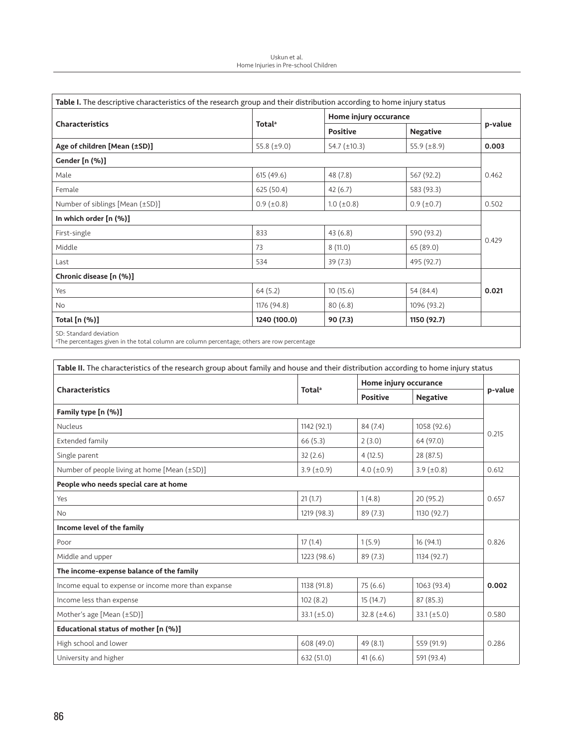| **Table I.** The descriptive characteristics of the research group and their distribution according to home injury status | | | | |
|---|---|---|---|---|
| **Characteristics** | **Total**[a] | **Home injury occurance** | | **p-value** |
| | | **Positive** | **Negative** | |
| **Age of children [Mean (±SD)]** | 55.8 (±9.0) | 54.7 (±10.3) | 55.9 (±8.9) | **0.003** |
| **Gender [n (%)]** | | | | 0.462 |
| Male | 615 (49.6) | 48 (7.8) | 567 (92.2) | |
| Female | 625 (50.4) | 42 (6.7) | 583 (93.3) | |
| Number of siblings [Mean (±SD)] | 0.9 (±0.8) | 1.0 (±0.8) | 0.9 (±0.7) | 0.502 |
| **In which order [n (%)]** | | | | 0.429 |
| First-single | 833 | 43 (6.8) | 590 (93.2) | |
| Middle | 73 | 8 (11.0) | 65 (89.0) | |
| Last | 534 | 39 (7.3) | 495 (92.7) | |
| **Chronic disease [n (%)]** | | | | **0.021** |
| Yes | 64 (5.2) | 10 (15.6) | 54 (84.4) | |
| No | 1176 (94.8) | 80 (6.8) | 1096 (93.2) | |
| **Total [n (%)]** | **1240 (100.0)** | **90 (7.3)** | **1150 (92.7)** | |

SD: Standard deviation
[a]The percentages given in the total column are column percentage; others are row percentage

| **Table II.** The characteristics of the research group about family and house and their distribution according to home injury status | | | | |
|---|---|---|---|---|
| **Characteristics** | **Total**[a] | **Home injury occurance** | | **p-value** |
| | | **Positive** | **Negative** | |
| **Family type [n (%)]** | | | | 0.215 |
| Nucleus | 1142 (92.1) | 84 (7.4) | 1058 (92.6) | |
| Extended family | 66 (5.3) | 2 (3.0) | 64 (97.0) | |
| Single parent | 32 (2.6) | 4 (12.5) | 28 (87.5) | |
| Number of people living at home [Mean (±SD)] | 3.9 (±0.9) | 4.0 (±0.9) | 3.9 (±0.8) | 0.612 |
| **People who needs special care at home** | | | | 0.657 |
| Yes | 21 (1.7) | 1 (4.8) | 20 (95.2) | |
| No | 1219 (98.3) | 89 (7.3) | 1130 (92.7) | |
| **Income level of the family** | | | | 0.826 |
| Poor | 17 (1.4) | 1 (5.9) | 16 (94.1) | |
| Middle and upper | 1223 (98.6) | 89 (7.3) | 1134 (92.7) | |
| **The income-expense balance of the family** | | | | **0.002** |
| Income equal to expense or income more than expanse | 1138 (91.8) | 75 (6.6) | 1063 (93.4) | |
| Income less than expense | 102 (8.2) | 15 (14.7) | 87 (85.3) | |
| Mother's age [Mean (±SD)] | 33.1 (±5.0) | 32.8 (±4.6) | 33.1 (±5.0) | 0.580 |
| **Educational status of mother [n (%)]** | | | | 0.286 |
| High school and lower | 608 (49.0) | 49 (8.1) | 559 (91.9) | |
| University and higher | 632 (51.0) | 41 (6.6) | 591 (93.4) | |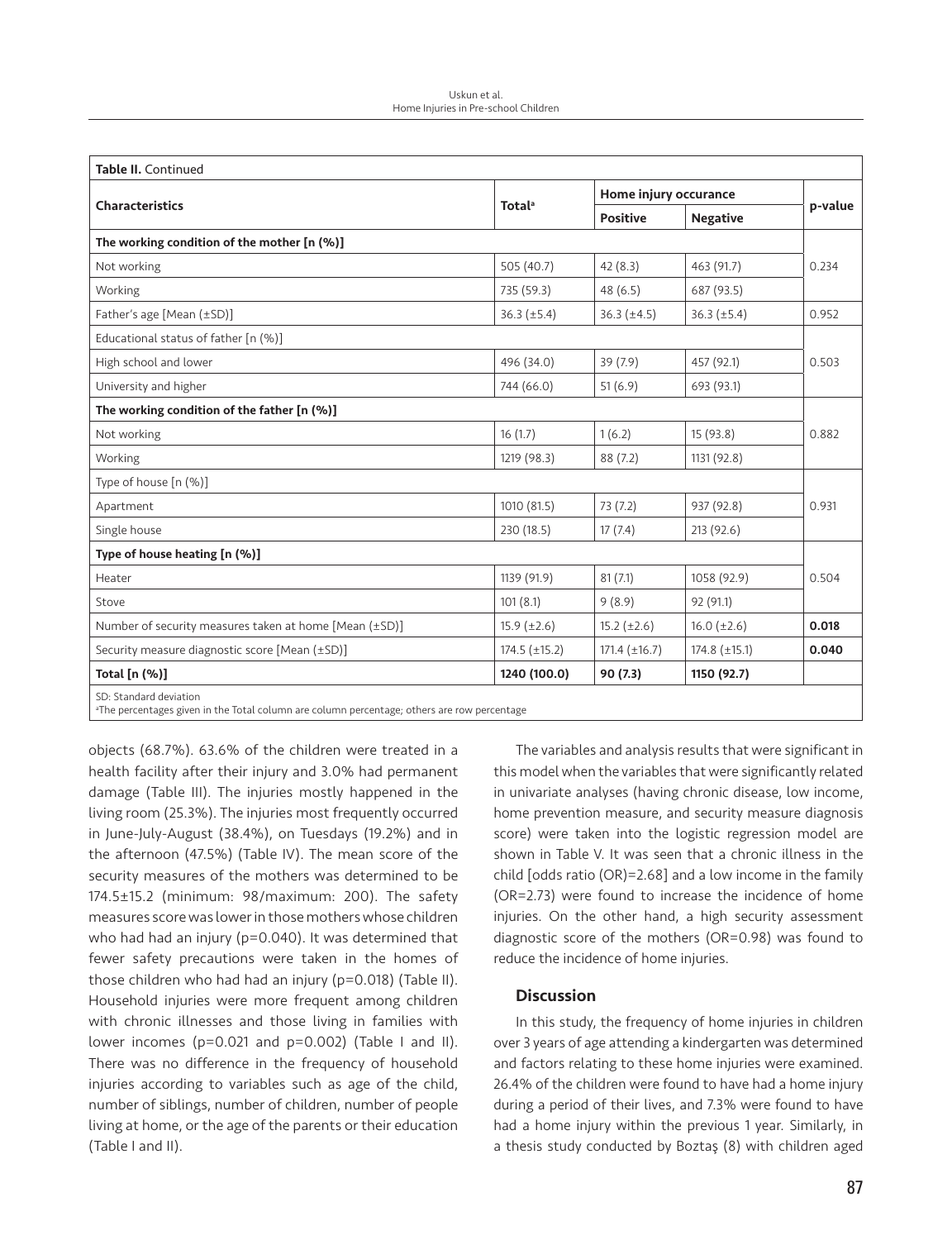| **Table II.** Continued | | | | |
|---|---|---|---|---|
| **Characteristics** | **Total**[a] | **Home injury occurance** | | **p-value** |
| | | **Positive** | **Negative** | |
| **The working condition of the mother [n (%)]** | | | | |
| Not working | 505 (40.7) | 42 (8.3) | 463 (91.7) | 0.234 |
| Working | 735 (59.3) | 48 (6.5) | 687 (93.5) | |
| Father's age [Mean (±SD)] | 36.3 (±5.4) | 36.3 (±4.5) | 36.3 (±5.4) | 0.952 |
| Educational status of father [n (%)] | | | | |
| High school and lower | 496 (34.0) | 39 (7.9) | 457 (92.1) | 0.503 |
| University and higher | 744 (66.0) | 51 (6.9) | 693 (93.1) | |
| **The working condition of the father [n (%)]** | | | | |
| Not working | 16 (1.7) | 1 (6.2) | 15 (93.8) | 0.882 |
| Working | 1219 (98.3) | 88 (7.2) | 1131 (92.8) | |
| Type of house [n (%)] | | | | |
| Apartment | 1010 (81.5) | 73 (7.2) | 937 (92.8) | 0.931 |
| Single house | 230 (18.5) | 17 (7.4) | 213 (92.6) | |
| **Type of house heating [n (%)]** | | | | |
| Heater | 1139 (91.9) | 81 (7.1) | 1058 (92.9) | 0.504 |
| Stove | 101 (8.1) | 9 (8.9) | 92 (91.1) | |
| Number of security measures taken at home [Mean (±SD)] | 15.9 (±2.6) | 15.2 (±2.6) | 16.0 (±2.6) | **0.018** |
| Security measure diagnostic score [Mean (±SD)] | 174.5 (±15.2) | 171.4 (±16.7) | 174.8 (±15.1) | **0.040** |
| **Total [n (%)]** | **1240 (100.0)** | **90 (7.3)** | **1150 (92.7)** | |

SD: Standard deviation
[a]The percentages given in the Total column are column percentage; others are row percentage

objects (68.7%). 63.6% of the children were treated in a health facility after their injury and 3.0% had permanent damage (Table III). The injuries mostly happened in the living room (25.3%). The injuries most frequently occurred in June-July-August (38.4%), on Tuesdays (19.2%) and in the afternoon (47.5%) (Table IV). The mean score of the security measures of the mothers was determined to be 174.5±15.2 (minimum: 98/maximum: 200). The safety measures score was lower in those mothers whose children who had had an injury (p=0.040). It was determined that fewer safety precautions were taken in the homes of those children who had had an injury (p=0.018) (Table II). Household injuries were more frequent among children with chronic illnesses and those living in families with lower incomes (p=0.021 and p=0.002) (Table I and II). There was no difference in the frequency of household injuries according to variables such as age of the child, number of siblings, number of children, number of people living at home, or the age of the parents or their education (Table I and II).

The variables and analysis results that were significant in this model when the variables that were significantly related in univariate analyses (having chronic disease, low income, home prevention measure, and security measure diagnosis score) were taken into the logistic regression model are shown in Table V. It was seen that a chronic illness in the child [odds ratio (OR)=2.68] and a low income in the family (OR=2.73) were found to increase the incidence of home injuries. On the other hand, a high security assessment diagnostic score of the mothers (OR=0.98) was found to reduce the incidence of home injuries.

## Discussion

In this study, the frequency of home injuries in children over 3 years of age attending a kindergarten was determined and factors relating to these home injuries were examined. 26.4% of the children were found to have had a home injury during a period of their lives, and 7.3% were found to have had a home injury within the previous 1 year. Similarly, in a thesis study conducted by Boztaş (8) with children aged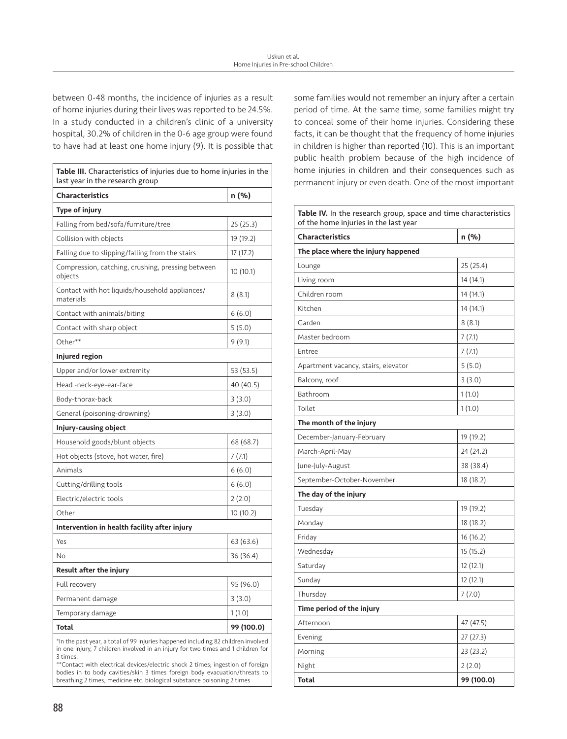between 0-48 months, the incidence of injuries as a result of home injuries during their lives was reported to be 24.5%. In a study conducted in a children's clinic of a university hospital, 30.2% of children in the 0-6 age group were found to have had at least one home injury (9). It is possible that some families would not remember an injury after a certain period of time. At the same time, some families might try to conceal some of their home injuries. Considering these facts, it can be thought that the frequency of home injuries in children is higher than reported (10). This is an important public health problem because of the high incidence of home injuries in children and their consequences such as permanent injury or even death. One of the most important

**Table III.** Characteristics of injuries due to home injuries in the last year in the research group

| Characteristics | n (%) |
|---|---|
| **Type of injury** | |
| Falling from bed/sofa/furniture/tree | 25 (25.3) |
| Collision with objects | 19 (19.2) |
| Falling due to slipping/falling from the stairs | 17 (17.2) |
| Compression, catching, crushing, pressing between objects | 10 (10.1) |
| Contact with hot liquids/household appliances/ materials | 8 (8.1) |
| Contact with animals/biting | 6 (6.0) |
| Contact with sharp object | 5 (5.0) |
| Other** | 9 (9.1) |
| **Injured region** | |
| Upper and/or lower extremity | 53 (53.5) |
| Head -neck-eye-ear-face | 40 (40.5) |
| Body-thorax-back | 3 (3.0) |
| General (poisoning-drowning) | 3 (3.0) |
| **Injury-causing object** | |
| Household goods/blunt objects | 68 (68.7) |
| Hot objects (stove, hot water, fire) | 7 (7.1) |
| Animals | 6 (6.0) |
| Cutting/drilling tools | 6 (6.0) |
| Electric/electric tools | 2 (2.0) |
| Other | 10 (10.2) |
| **Intervention in health facility after injury** | |
| Yes | 63 (63.6) |
| No | 36 (36.4) |
| **Result after the injury** | |
| Full recovery | 95 (96.0) |
| Permanent damage | 3 (3.0) |
| Temporary damage | 1 (1.0) |
| **Total** | **99 (100.0)** |

*In the past year, a total of 99 injuries happened including 82 children involved in one injury, 7 children involved in an injury for two times and 1 children for 3 times.
**Contact with electrical devices/electric shock 2 times; ingestion of foreign bodies in to body cavities/skin 3 times foreign body evacuation/threats to breathing 2 times; medicine etc. biological substance poisoning 2 times

**Table IV.** In the research group, space and time characteristics of the home injuries in the last year

| Characteristics | n (%) |
|---|---|
| **The place where the injury happened** | |
| Lounge | 25 (25.4) |
| Living room | 14 (14.1) |
| Children room | 14 (14.1) |
| Kitchen | 14 (14.1) |
| Garden | 8 (8.1) |
| Master bedroom | 7 (7.1) |
| Entree | 7 (7.1) |
| Apartment vacancy, stairs, elevator | 5 (5.0) |
| Balcony, roof | 3 (3.0) |
| Bathroom | 1 (1.0) |
| Toilet | 1 (1.0) |
| **The month of the injury** | |
| December-January-February | 19 (19.2) |
| March-April-May | 24 (24.2) |
| June-July-August | 38 (38.4) |
| September-October-November | 18 (18.2) |
| **The day of the injury** | |
| Tuesday | 19 (19.2) |
| Monday | 18 (18.2) |
| Friday | 16 (16.2) |
| Wednesday | 15 (15.2) |
| Saturday | 12 (12.1) |
| Sunday | 12 (12.1) |
| Thursday | 7 (7.0) |
| **Time period of the injury** | |
| Afternoon | 47 (47.5) |
| Evening | 27 (27.3) |
| Morning | 23 (23.2) |
| Night | 2 (2.0) |
| **Total** | **99 (100.0)** |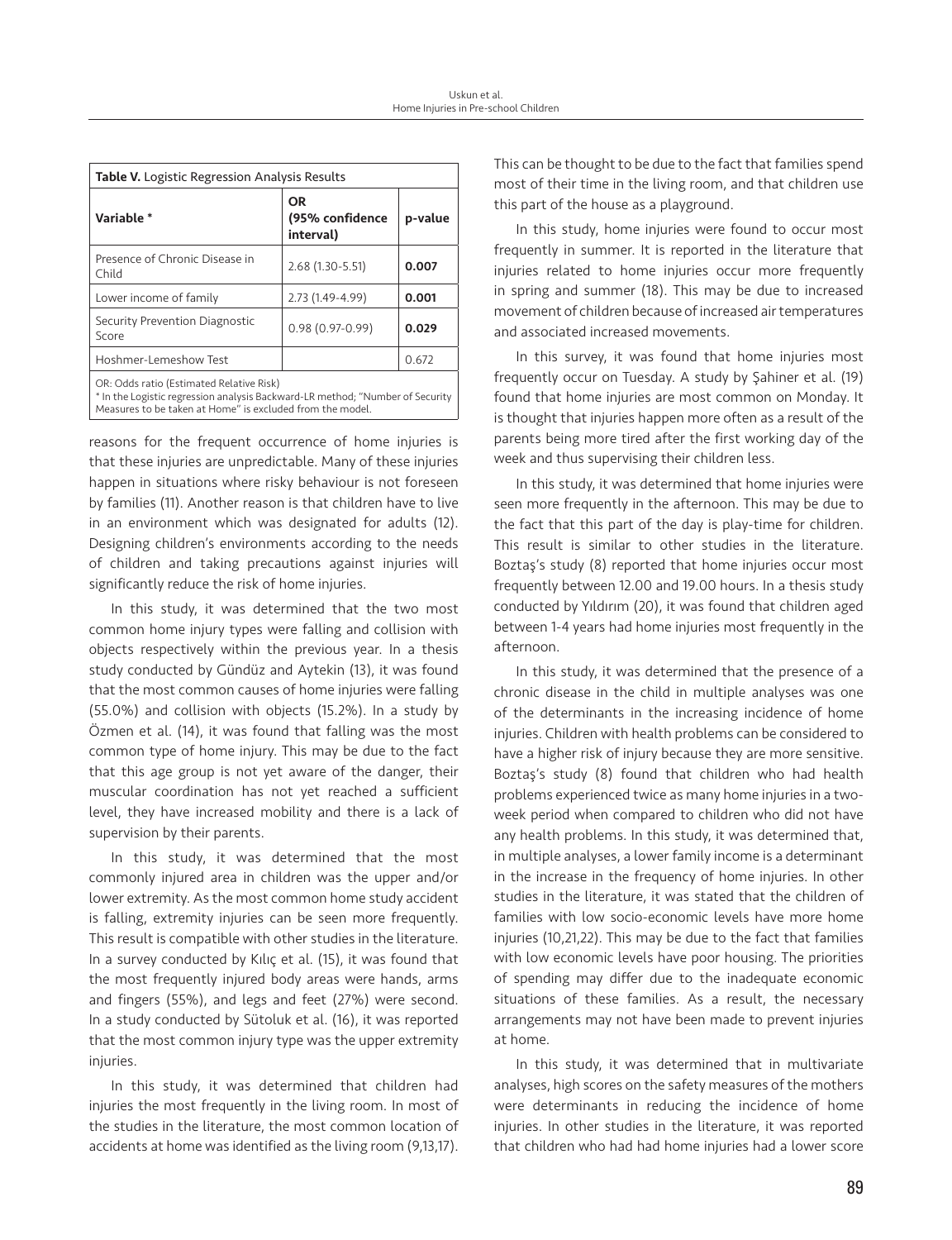**Table V.** Logistic Regression Analysis Results

| Variable * | OR (95% confidence interval) | p-value |
|---|---|---|
| Presence of Chronic Disease in Child | 2.68 (1.30-5.51) | **0.007** |
| Lower income of family | 2.73 (1.49-4.99) | **0.001** |
| Security Prevention Diagnostic Score | 0.98 (0.97-0.99) | **0.029** |
| Hoshmer-Lemeshow Test | | 0.672 |

OR: Odds ratio (Estimated Relative Risk)
* In the Logistic regression analysis Backward-LR method; "Number of Security Measures to be taken at Home" is excluded from the model.

reasons for the frequent occurrence of home injuries is that these injuries are unpredictable. Many of these injuries happen in situations where risky behaviour is not foreseen by families (11). Another reason is that children have to live in an environment which was designated for adults (12). Designing children's environments according to the needs of children and taking precautions against injuries will significantly reduce the risk of home injuries.

In this study, it was determined that the two most common home injury types were falling and collision with objects respectively within the previous year. In a thesis study conducted by Gündüz and Aytekin (13), it was found that the most common causes of home injuries were falling (55.0%) and collision with objects (15.2%). In a study by Özmen et al. (14), it was found that falling was the most common type of home injury. This may be due to the fact that this age group is not yet aware of the danger, their muscular coordination has not yet reached a sufficient level, they have increased mobility and there is a lack of supervision by their parents.

In this study, it was determined that the most commonly injured area in children was the upper and/or lower extremity. As the most common home study accident is falling, extremity injuries can be seen more frequently. This result is compatible with other studies in the literature. In a survey conducted by Kılıç et al. (15), it was found that the most frequently injured body areas were hands, arms and fingers (55%), and legs and feet (27%) were second. In a study conducted by Sütoluk et al. (16), it was reported that the most common injury type was the upper extremity injuries.

In this study, it was determined that children had injuries the most frequently in the living room. In most of the studies in the literature, the most common location of accidents at home was identified as the living room (9,13,17). This can be thought to be due to the fact that families spend most of their time in the living room, and that children use this part of the house as a playground.

In this study, home injuries were found to occur most frequently in summer. It is reported in the literature that injuries related to home injuries occur more frequently in spring and summer (18). This may be due to increased movement of children because of increased air temperatures and associated increased movements.

In this survey, it was found that home injuries most frequently occur on Tuesday. A study by Şahiner et al. (19) found that home injuries are most common on Monday. It is thought that injuries happen more often as a result of the parents being more tired after the first working day of the week and thus supervising their children less.

In this study, it was determined that home injuries were seen more frequently in the afternoon. This may be due to the fact that this part of the day is play-time for children. This result is similar to other studies in the literature. Boztaş's study (8) reported that home injuries occur most frequently between 12.00 and 19.00 hours. In a thesis study conducted by Yıldırım (20), it was found that children aged between 1-4 years had home injuries most frequently in the afternoon.

In this study, it was determined that the presence of a chronic disease in the child in multiple analyses was one of the determinants in the increasing incidence of home injuries. Children with health problems can be considered to have a higher risk of injury because they are more sensitive. Boztaş's study (8) found that children who had health problems experienced twice as many home injuries in a two-week period when compared to children who did not have any health problems. In this study, it was determined that, in multiple analyses, a lower family income is a determinant in the increase in the frequency of home injuries. In other studies in the literature, it was stated that the children of families with low socio-economic levels have more home injuries (10,21,22). This may be due to the fact that families with low economic levels have poor housing. The priorities of spending may differ due to the inadequate economic situations of these families. As a result, the necessary arrangements may not have been made to prevent injuries at home.

In this study, it was determined that in multivariate analyses, high scores on the safety measures of the mothers were determinants in reducing the incidence of home injuries. In other studies in the literature, it was reported that children who had had home injuries had a lower score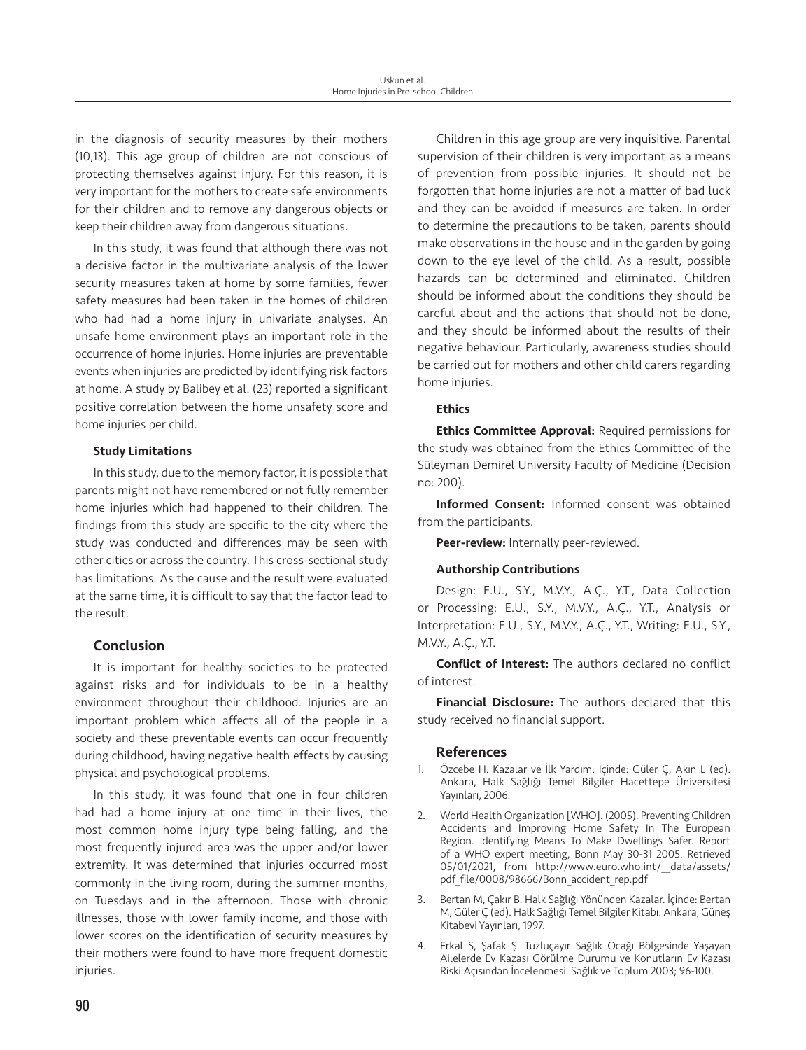in the diagnosis of security measures by their mothers (10,13). This age group of children are not conscious of protecting themselves against injury. For this reason, it is very important for the mothers to create safe environments for their children and to remove any dangerous objects or keep their children away from dangerous situations.

In this study, it was found that although there was not a decisive factor in the multivariate analysis of the lower security measures taken at home by some families, fewer safety measures had been taken in the homes of children who had had a home injury in univariate analyses. An unsafe home environment plays an important role in the occurrence of home injuries. Home injuries are preventable events when injuries are predicted by identifying risk factors at home. A study by Balibey et al. (23) reported a significant positive correlation between the home unsafety score and home injuries per child.

### Study Limitations

In this study, due to the memory factor, it is possible that parents might not have remembered or not fully remember home injuries which had happened to their children. The findings from this study are specific to the city where the study was conducted and differences may be seen with other cities or across the country. This cross-sectional study has limitations. As the cause and the result were evaluated at the same time, it is difficult to say that the factor lead to the result.

## Conclusion

It is important for healthy societies to be protected against risks and for individuals to be in a healthy environment throughout their childhood. Injuries are an important problem which affects all of the people in a society and these preventable events can occur frequently during childhood, having negative health effects by causing physical and psychological problems.

In this study, it was found that one in four children had had a home injury at one time in their lives, the most common home injury type being falling, and the most frequently injured area was the upper and/or lower extremity. It was determined that injuries occurred most commonly in the living room, during the summer months, on Tuesdays and in the afternoon. Those with chronic illnesses, those with lower family income, and those with lower scores on the identification of security measures by their mothers were found to have more frequent domestic injuries.

Children in this age group are very inquisitive. Parental supervision of their children is very important as a means of prevention from possible injuries. It should not be forgotten that home injuries are not a matter of bad luck and they can be avoided if measures are taken. In order to determine the precautions to be taken, parents should make observations in the house and in the garden by going down to the eye level of the child. As a result, possible hazards can be determined and eliminated. Children should be informed about the conditions they should be careful about and the actions that should not be done, and they should be informed about the results of their negative behaviour. Particularly, awareness studies should be carried out for mothers and other child carers regarding home injuries.

### Ethics

**Ethics Committee Approval:** Required permissions for the study was obtained from the Ethics Committee of the Süleyman Demirel University Faculty of Medicine (Decision no: 200).

**Informed Consent:** Informed consent was obtained from the participants.

**Peer-review:** Internally peer-reviewed.

### Authorship Contributions

Design: E.U., S.Y., M.V.Y., A.Ç., Y.T., Data Collection or Processing: E.U., S.Y., M.V.Y., A.Ç., Y.T., Analysis or Interpretation: E.U., S.Y., M.V.Y., A.Ç., Y.T., Writing: E.U., S.Y., M.V.Y., A.Ç., Y.T.

**Conflict of Interest:** The authors declared no conflict of interest.

**Financial Disclosure:** The authors declared that this study received no financial support.

## References

1. Özcebe H. Kazalar ve İlk Yardım. İçinde: Güler Ç, Akın L (ed). Ankara, Halk Sağlığı Temel Bilgiler Hacettepe Üniversitesi Yayınları, 2006.
2. World Health Organization [WHO]. (2005). Preventing Children Accidents and Improving Home Safety In The European Region. Identifying Means To Make Dwellings Safer. Report of a WHO expert meeting, Bonn May 30-31 2005. Retrieved 05/01/2021, from http://www.euro.who.int/__data/assets/pdf_file/0008/98666/Bonn_accident_rep.pdf
3. Bertan M, Çakır B. Halk Sağlığı Yönünden Kazalar. İçinde: Bertan M, Güler Ç (ed). Halk Sağlığı Temel Bilgiler Kitabı. Ankara, Güneş Kitabevi Yayınları, 1997.
4. Erkal S, Şafak Ş. Tuzluçayır Sağlık Ocağı Bölgesinde Yaşayan Ailelerde Ev Kazası Görülme Durumu ve Konutların Ev Kazası Riski Açısından İncelenmesi. Sağlık ve Toplum 2003; 96-100.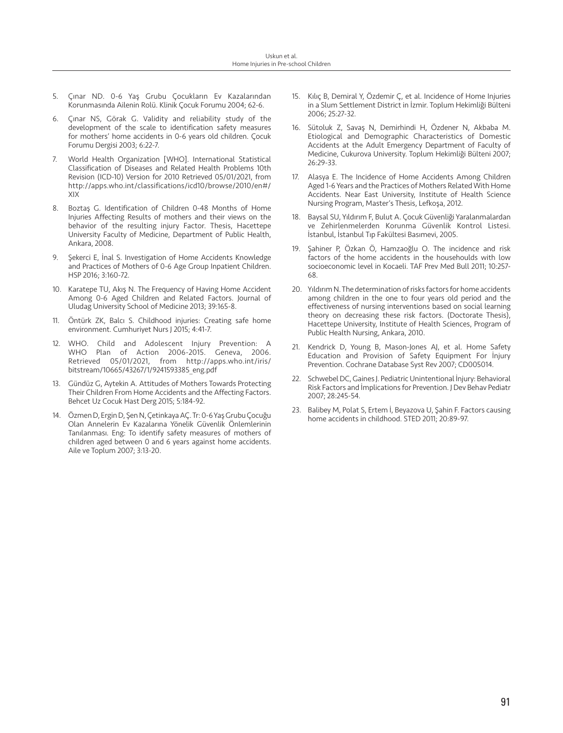5. Çınar ND. 0-6 Yaş Grubu Çocukların Ev Kazalarından Korunmasında Ailenin Rolü. Klinik Çocuk Forumu 2004; 62-6.

6. Çınar NS, Görak G. Validity and reliability study of the development of the scale to identification safety measures for mothers' home accidents in 0-6 years old children. Çocuk Forumu Dergisi 2003; 6:22-7.

7. World Health Organization [WHO]. International Statistical Classification of Diseases and Related Health Problems 10th Revision (ICD-10) Version for 2010 Retrieved 05/01/2021, from http://apps.who.int/classifications/icd10/browse/2010/en#/XIX

8. Boztaş G. Identification of Children 0-48 Months of Home Injuries Affecting Results of mothers and their views on the behavior of the resulting injury Factor. Thesis, Hacettepe University Faculty of Medicine, Department of Public Health, Ankara, 2008.

9. Şekerci E, İnal S. Investigation of Home Accidents Knowledge and Practices of Mothers of 0-6 Age Group Inpatient Children. HSP 2016; 3:160-72.

10. Karatepe TU, Akış N. The Frequency of Having Home Accident Among 0-6 Aged Children and Related Factors. Journal of Uludag University School of Medicine 2013; 39:165-8.

11. Öntürk ZK, Balcı S. Childhood injuries: Creating safe home environment. Cumhuriyet Nurs J 2015; 4:41-7.

12. WHO. Child and Adolescent Injury Prevention: A WHO Plan of Action 2006-2015. Geneva, 2006. Retrieved 05/01/2021, from http://apps.who.int/iris/bitstream/10665/43267/1/9241593385_eng.pdf

13. Gündüz G, Aytekin A. Attitudes of Mothers Towards Protecting Their Children From Home Accidents and the Affecting Factors. Behcet Uz Cocuk Hast Derg 2015; 5:184-92.

14. Özmen D, Ergin D, Şen N, Çetinkaya AÇ. Tr: 0-6 Yaş Grubu Çocuğu Olan Annelerin Ev Kazalarına Yönelik Güvenlik Önlemlerinin Tanılanması. Eng: To identify safety measures of mothers of children aged between 0 and 6 years against home accidents. Aile ve Toplum 2007; 3:13-20.

15. Kılıç B, Demiral Y, Özdemir Ç, et al. Incidence of Home Injuries in a Slum Settlement District in İzmir. Toplum Hekimliği Bülteni 2006; 25:27-32.

16. Sütoluk Z, Savaş N, Demirhindi H, Özdener N, Akbaba M. Etiological and Demographic Characteristics of Domestic Accidents at the Adult Emergency Department of Faculty of Medicine, Cukurova University. Toplum Hekimliği Bülteni 2007; 26:29-33.

17. Alasya E. The Incidence of Home Accidents Among Children Aged 1-6 Years and the Practices of Mothers Related With Home Accidents. Near East University, Institute of Health Science Nursing Program, Master's Thesis, Lefkoşa, 2012.

18. Baysal SU, Yıldırım F, Bulut A. Çocuk Güvenliği Yaralanmalardan ve Zehirlenmelerden Korunma Güvenlik Kontrol Listesi. İstanbul, İstanbul Tıp Fakültesi Basımevi, 2005.

19. Şahiner P, Özkan Ö, Hamzaoğlu O. The incidence and risk factors of the home accidents in the househoulds with low socioeconomic level in Kocaeli. TAF Prev Med Bull 2011; 10:257-68.

20. Yıldırım N. The determination of risks factors for home accidents among children in the one to four years old period and the effectiveness of nursing interventions based on social learning theory on decreasing these risk factors. (Doctorate Thesis), Hacettepe University, Institute of Health Sciences, Program of Public Health Nursing, Ankara, 2010.

21. Kendrick D, Young B, Mason-Jones AJ, et al. Home Safety Education and Provision of Safety Equipment For İnjury Prevention. Cochrane Database Syst Rev 2007; CD005014.

22. Schwebel DC, Gaines J. Pediatric Unintentional İnjury: Behavioral Risk Factors and İmplications for Prevention. J Dev Behav Pediatr 2007; 28:245-54.

23. Balibey M, Polat S, Ertem İ, Beyazova U, Şahin F. Factors causing home accidents in childhood. STED 2011; 20:89-97.